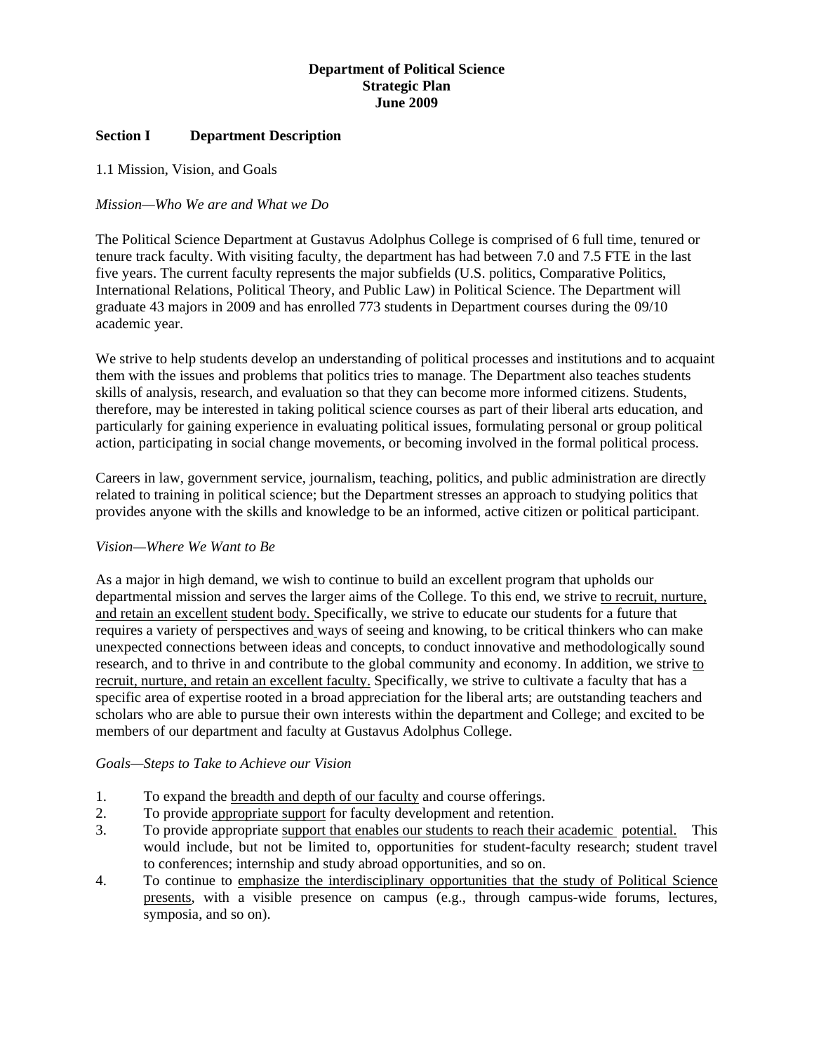**Department of Political Science**
**Strategic Plan**
**June 2009**

## Section I Department Description

1.1 Mission, Vision, and Goals

*Mission—Who We are and What we Do*

The Political Science Department at Gustavus Adolphus College is comprised of 6 full time, tenured or tenure track faculty. With visiting faculty, the department has had between 7.0 and 7.5 FTE in the last five years. The current faculty represents the major subfields (U.S. politics, Comparative Politics, International Relations, Political Theory, and Public Law) in Political Science. The Department will graduate 43 majors in 2009 and has enrolled 773 students in Department courses during the 09/10 academic year.

We strive to help students develop an understanding of political processes and institutions and to acquaint them with the issues and problems that politics tries to manage. The Department also teaches students skills of analysis, research, and evaluation so that they can become more informed citizens. Students, therefore, may be interested in taking political science courses as part of their liberal arts education, and particularly for gaining experience in evaluating political issues, formulating personal or group political action, participating in social change movements, or becoming involved in the formal political process.

Careers in law, government service, journalism, teaching, politics, and public administration are directly related to training in political science; but the Department stresses an approach to studying politics that provides anyone with the skills and knowledge to be an informed, active citizen or political participant.

*Vision—Where We Want to Be*

As a major in high demand, we wish to continue to build an excellent program that upholds our departmental mission and serves the larger aims of the College. To this end, we strive <u>to recruit, nurture, and retain an excellent student body.</u> Specifically, we strive to educate our students for a future that requires a variety of perspectives and ways of seeing and knowing, to be critical thinkers who can make unexpected connections between ideas and concepts, to conduct innovative and methodologically sound research, and to thrive in and contribute to the global community and economy. In addition, we strive <u>to recruit, nurture, and retain an excellent faculty.</u> Specifically, we strive to cultivate a faculty that has a specific area of expertise rooted in a broad appreciation for the liberal arts; are outstanding teachers and scholars who are able to pursue their own interests within the department and College; and excited to be members of our department and faculty at Gustavus Adolphus College.

*Goals—Steps to Take to Achieve our Vision*

1. To expand the <u>breadth and depth of our faculty</u> and course offerings.
2. To provide <u>appropriate support</u> for faculty development and retention.
3. To provide appropriate <u>support that enables our students to reach their academic potential.</u> This would include, but not be limited to, opportunities for student-faculty research; student travel to conferences; internship and study abroad opportunities, and so on.
4. To continue to <u>emphasize the interdisciplinary opportunities that the study of Political Science presents</u>, with a visible presence on campus (e.g., through campus-wide forums, lectures, symposia, and so on).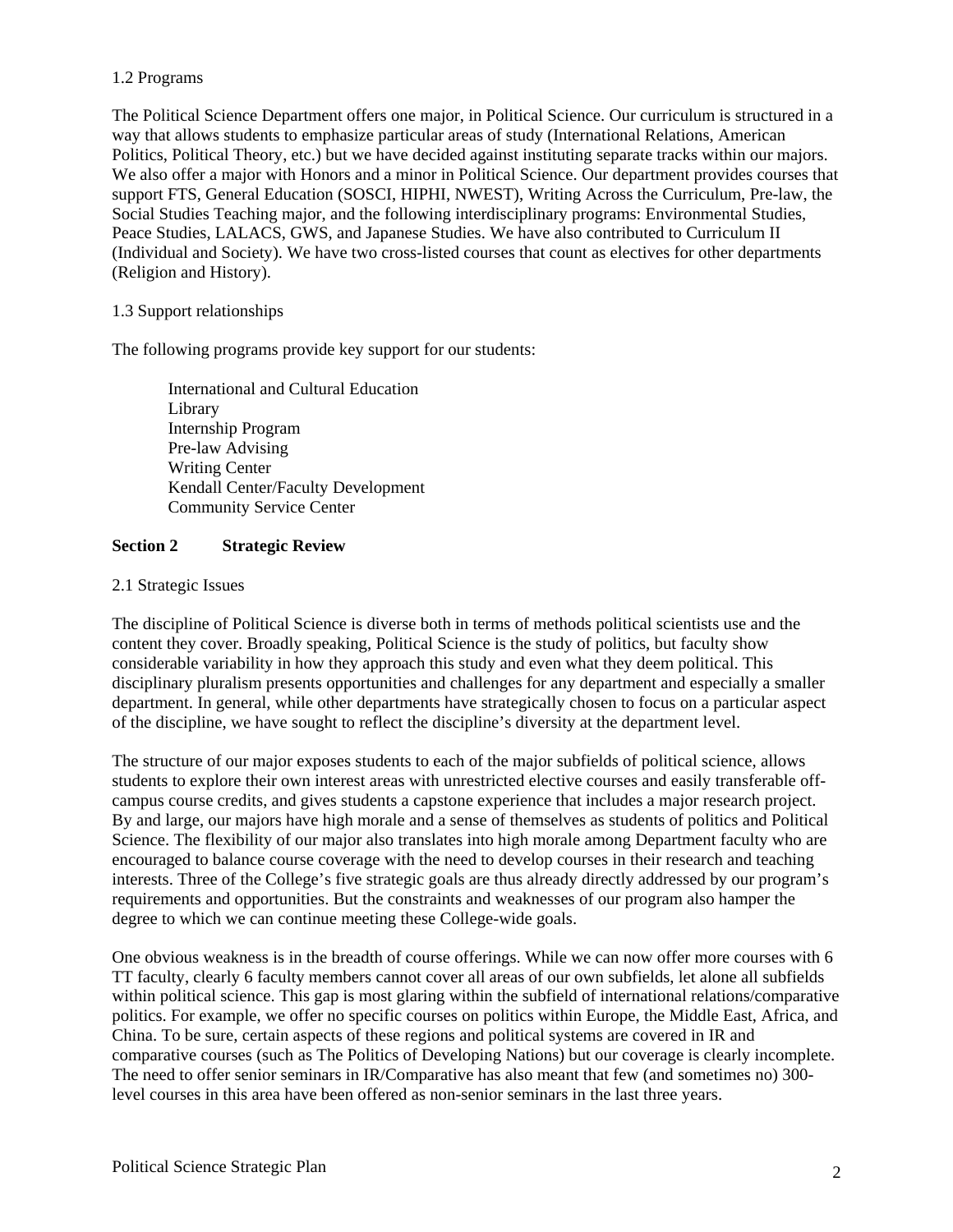### 1.2 Programs

The Political Science Department offers one major, in Political Science. Our curriculum is structured in a way that allows students to emphasize particular areas of study (International Relations, American Politics, Political Theory, etc.) but we have decided against instituting separate tracks within our majors. We also offer a major with Honors and a minor in Political Science. Our department provides courses that support FTS, General Education (SOSCI, HIPHI, NWEST), Writing Across the Curriculum, Pre-law, the Social Studies Teaching major, and the following interdisciplinary programs: Environmental Studies, Peace Studies, LALACS, GWS, and Japanese Studies. We have also contributed to Curriculum II (Individual and Society). We have two cross-listed courses that count as electives for other departments (Religion and History).

### 1.3 Support relationships

The following programs provide key support for our students:

- International and Cultural Education
- Library
- Internship Program
- Pre-law Advising
- Writing Center
- Kendall Center/Faculty Development
- Community Service Center

## Section 2 Strategic Review

### 2.1 Strategic Issues

The discipline of Political Science is diverse both in terms of methods political scientists use and the content they cover. Broadly speaking, Political Science is the study of politics, but faculty show considerable variability in how they approach this study and even what they deem political. This disciplinary pluralism presents opportunities and challenges for any department and especially a smaller department. In general, while other departments have strategically chosen to focus on a particular aspect of the discipline, we have sought to reflect the discipline's diversity at the department level.

The structure of our major exposes students to each of the major subfields of political science, allows students to explore their own interest areas with unrestricted elective courses and easily transferable off-campus course credits, and gives students a capstone experience that includes a major research project. By and large, our majors have high morale and a sense of themselves as students of politics and Political Science. The flexibility of our major also translates into high morale among Department faculty who are encouraged to balance course coverage with the need to develop courses in their research and teaching interests. Three of the College's five strategic goals are thus already directly addressed by our program's requirements and opportunities. But the constraints and weaknesses of our program also hamper the degree to which we can continue meeting these College-wide goals.

One obvious weakness is in the breadth of course offerings. While we can now offer more courses with 6 TT faculty, clearly 6 faculty members cannot cover all areas of our own subfields, let alone all subfields within political science. This gap is most glaring within the subfield of international relations/comparative politics. For example, we offer no specific courses on politics within Europe, the Middle East, Africa, and China. To be sure, certain aspects of these regions and political systems are covered in IR and comparative courses (such as The Politics of Developing Nations) but our coverage is clearly incomplete. The need to offer senior seminars in IR/Comparative has also meant that few (and sometimes no) 300-level courses in this area have been offered as non-senior seminars in the last three years.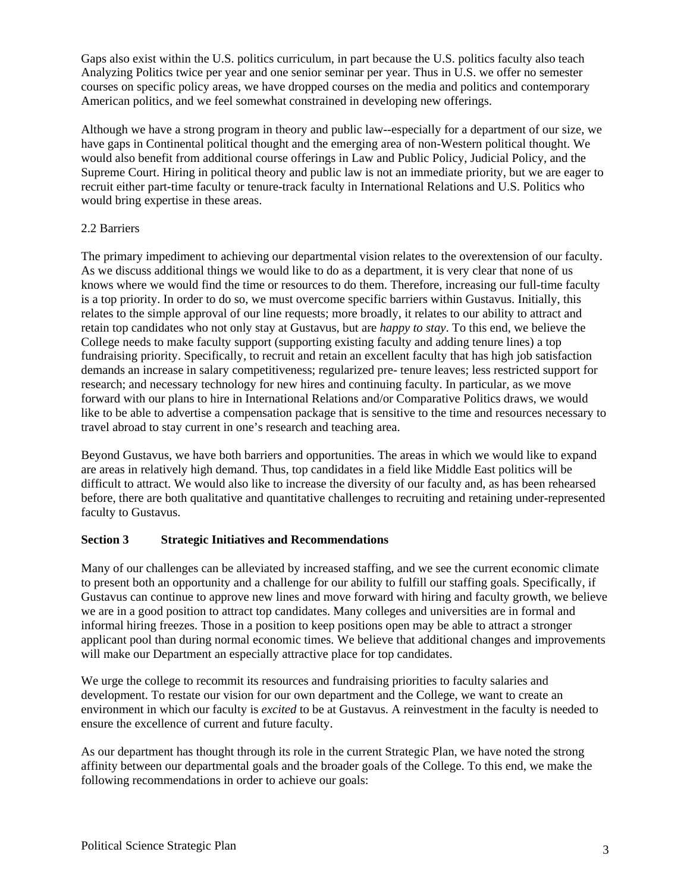Gaps also exist within the U.S. politics curriculum, in part because the U.S. politics faculty also teach Analyzing Politics twice per year and one senior seminar per year. Thus in U.S. we offer no semester courses on specific policy areas, we have dropped courses on the media and politics and contemporary American politics, and we feel somewhat constrained in developing new offerings.

Although we have a strong program in theory and public law--especially for a department of our size, we have gaps in Continental political thought and the emerging area of non-Western political thought. We would also benefit from additional course offerings in Law and Public Policy, Judicial Policy, and the Supreme Court. Hiring in political theory and public law is not an immediate priority, but we are eager to recruit either part-time faculty or tenure-track faculty in International Relations and U.S. Politics who would bring expertise in these areas.

## 2.2 Barriers

The primary impediment to achieving our departmental vision relates to the overextension of our faculty. As we discuss additional things we would like to do as a department, it is very clear that none of us knows where we would find the time or resources to do them. Therefore, increasing our full-time faculty is a top priority. In order to do so, we must overcome specific barriers within Gustavus. Initially, this relates to the simple approval of our line requests; more broadly, it relates to our ability to attract and retain top candidates who not only stay at Gustavus, but are *happy to stay*. To this end, we believe the College needs to make faculty support (supporting existing faculty and adding tenure lines) a top fundraising priority. Specifically, to recruit and retain an excellent faculty that has high job satisfaction demands an increase in salary competitiveness; regularized pre- tenure leaves; less restricted support for research; and necessary technology for new hires and continuing faculty. In particular, as we move forward with our plans to hire in International Relations and/or Comparative Politics draws, we would like to be able to advertise a compensation package that is sensitive to the time and resources necessary to travel abroad to stay current in one's research and teaching area.

Beyond Gustavus, we have both barriers and opportunities. The areas in which we would like to expand are areas in relatively high demand. Thus, top candidates in a field like Middle East politics will be difficult to attract. We would also like to increase the diversity of our faculty and, as has been rehearsed before, there are both qualitative and quantitative challenges to recruiting and retaining under-represented faculty to Gustavus.

## Section 3 Strategic Initiatives and Recommendations

Many of our challenges can be alleviated by increased staffing, and we see the current economic climate to present both an opportunity and a challenge for our ability to fulfill our staffing goals. Specifically, if Gustavus can continue to approve new lines and move forward with hiring and faculty growth, we believe we are in a good position to attract top candidates. Many colleges and universities are in formal and informal hiring freezes. Those in a position to keep positions open may be able to attract a stronger applicant pool than during normal economic times. We believe that additional changes and improvements will make our Department an especially attractive place for top candidates.

We urge the college to recommit its resources and fundraising priorities to faculty salaries and development. To restate our vision for our own department and the College, we want to create an environment in which our faculty is *excited* to be at Gustavus. A reinvestment in the faculty is needed to ensure the excellence of current and future faculty.

As our department has thought through its role in the current Strategic Plan, we have noted the strong affinity between our departmental goals and the broader goals of the College. To this end, we make the following recommendations in order to achieve our goals: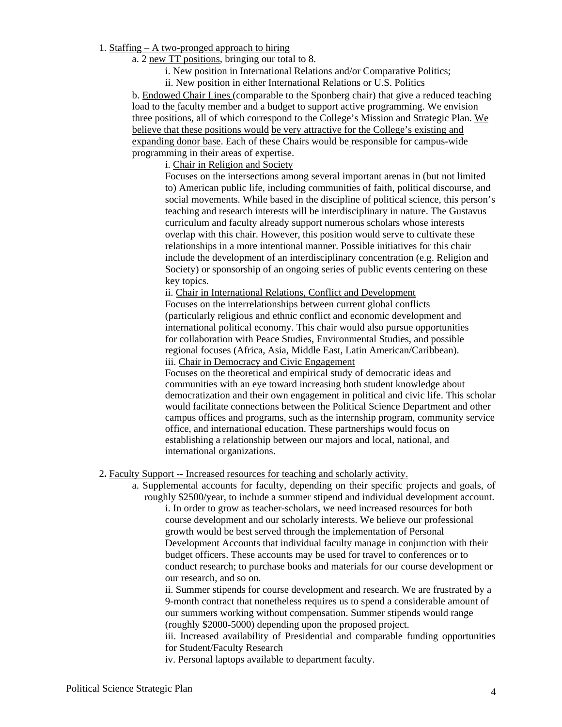1. Staffing – A two-pronged approach to hiring

   a. 2 new TT positions, bringing our total to 8.

      i. New position in International Relations and/or Comparative Politics;

      ii. New position in either International Relations or U.S. Politics

   b. Endowed Chair Lines (comparable to the Sponberg chair) that give a reduced teaching load to the faculty member and a budget to support active programming. We envision three positions, all of which correspond to the College's Mission and Strategic Plan. We believe that these positions would be very attractive for the College's existing and expanding donor base. Each of these Chairs would be responsible for campus-wide programming in their areas of expertise.

      i. Chair in Religion and Society

      Focuses on the intersections among several important arenas in (but not limited to) American public life, including communities of faith, political discourse, and social movements. While based in the discipline of political science, this person's teaching and research interests will be interdisciplinary in nature. The Gustavus curriculum and faculty already support numerous scholars whose interests overlap with this chair. However, this position would serve to cultivate these relationships in a more intentional manner. Possible initiatives for this chair include the development of an interdisciplinary concentration (e.g. Religion and Society) or sponsorship of an ongoing series of public events centering on these key topics.

      ii. Chair in International Relations, Conflict and Development

      Focuses on the interrelationships between current global conflicts (particularly religious and ethnic conflict and economic development and international political economy. This chair would also pursue opportunities for collaboration with Peace Studies, Environmental Studies, and possible regional focuses (Africa, Asia, Middle East, Latin American/Caribbean).

      iii. Chair in Democracy and Civic Engagement

      Focuses on the theoretical and empirical study of democratic ideas and communities with an eye toward increasing both student knowledge about democratization and their own engagement in political and civic life. This scholar would facilitate connections between the Political Science Department and other campus offices and programs, such as the internship program, community service office, and international education. These partnerships would focus on establishing a relationship between our majors and local, national, and international organizations.

2. Faculty Support -- Increased resources for teaching and scholarly activity.

   a. Supplemental accounts for faculty, depending on their specific projects and goals, of roughly $2500/year, to include a summer stipend and individual development account.

      i. In order to grow as teacher-scholars, we need increased resources for both course development and our scholarly interests. We believe our professional growth would be best served through the implementation of Personal Development Accounts that individual faculty manage in conjunction with their budget officers. These accounts may be used for travel to conferences or to conduct research; to purchase books and materials for our course development or our research, and so on.

      ii. Summer stipends for course development and research. We are frustrated by a 9-month contract that nonetheless requires us to spend a considerable amount of our summers working without compensation. Summer stipends would range (roughly $2000-5000) depending upon the proposed project.

      iii. Increased availability of Presidential and comparable funding opportunities for Student/Faculty Research

      iv. Personal laptops available to department faculty.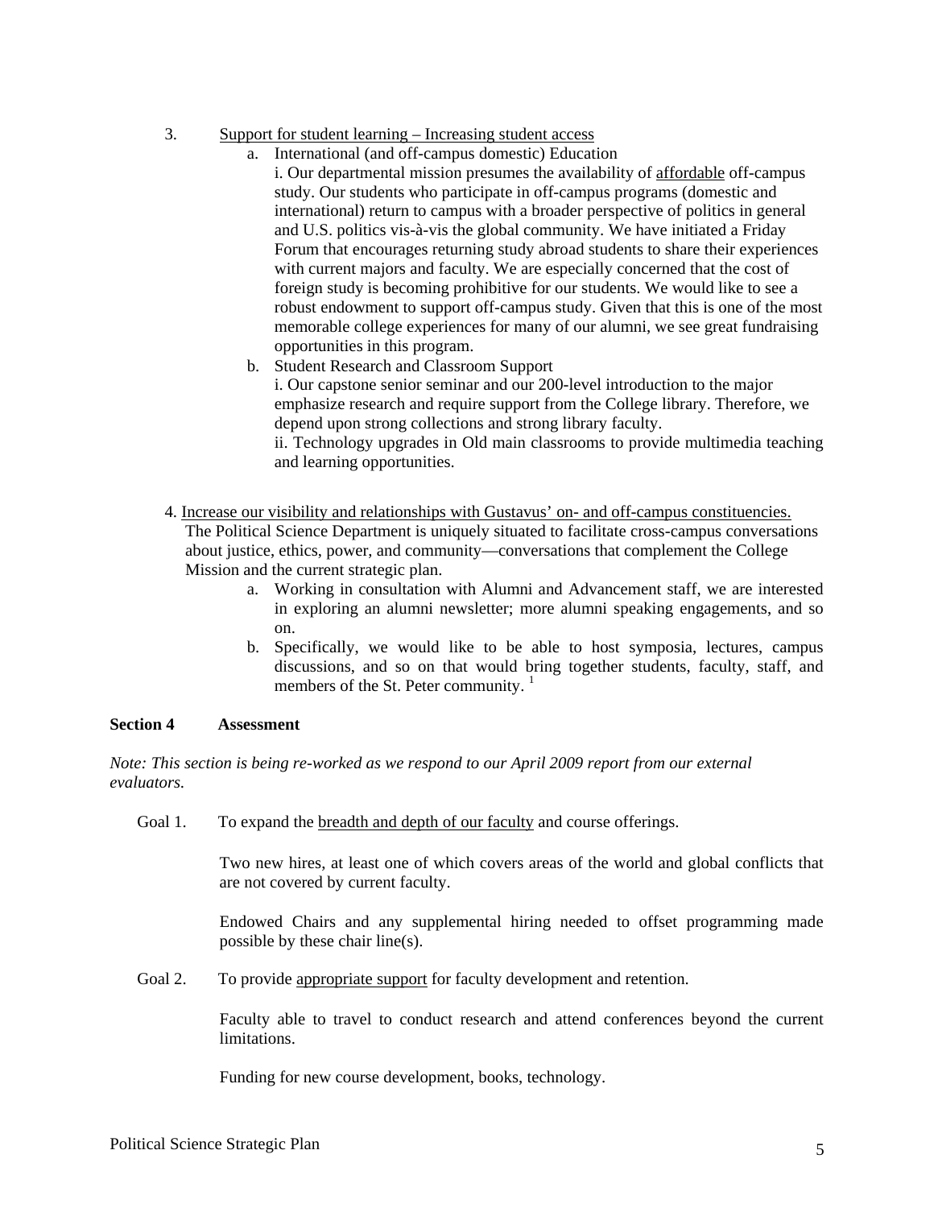3. Support for student learning – Increasing student access
   a. International (and off-campus domestic) Education
      i. Our departmental mission presumes the availability of affordable off-campus study. Our students who participate in off-campus programs (domestic and international) return to campus with a broader perspective of politics in general and U.S. politics vis-à-vis the global community. We have initiated a Friday Forum that encourages returning study abroad students to share their experiences with current majors and faculty. We are especially concerned that the cost of foreign study is becoming prohibitive for our students. We would like to see a robust endowment to support off-campus study. Given that this is one of the most memorable college experiences for many of our alumni, we see great fundraising opportunities in this program.
   b. Student Research and Classroom Support
      i. Our capstone senior seminar and our 200-level introduction to the major emphasize research and require support from the College library. Therefore, we depend upon strong collections and strong library faculty.
      ii. Technology upgrades in Old main classrooms to provide multimedia teaching and learning opportunities.

4. Increase our visibility and relationships with Gustavus' on- and off-campus constituencies.
   The Political Science Department is uniquely situated to facilitate cross-campus conversations about justice, ethics, power, and community—conversations that complement the College Mission and the current strategic plan.
   a. Working in consultation with Alumni and Advancement staff, we are interested in exploring an alumni newsletter; more alumni speaking engagements, and so on.
   b. Specifically, we would like to be able to host symposia, lectures, campus discussions, and so on that would bring together students, faculty, staff, and members of the St. Peter community. [1]

**Section 4 Assessment**

*Note: This section is being re-worked as we respond to our April 2009 report from our external evaluators.*

Goal 1. To expand the breadth and depth of our faculty and course offerings.

Two new hires, at least one of which covers areas of the world and global conflicts that are not covered by current faculty.

Endowed Chairs and any supplemental hiring needed to offset programming made possible by these chair line(s).

Goal 2. To provide appropriate support for faculty development and retention.

Faculty able to travel to conduct research and attend conferences beyond the current limitations.

Funding for new course development, books, technology.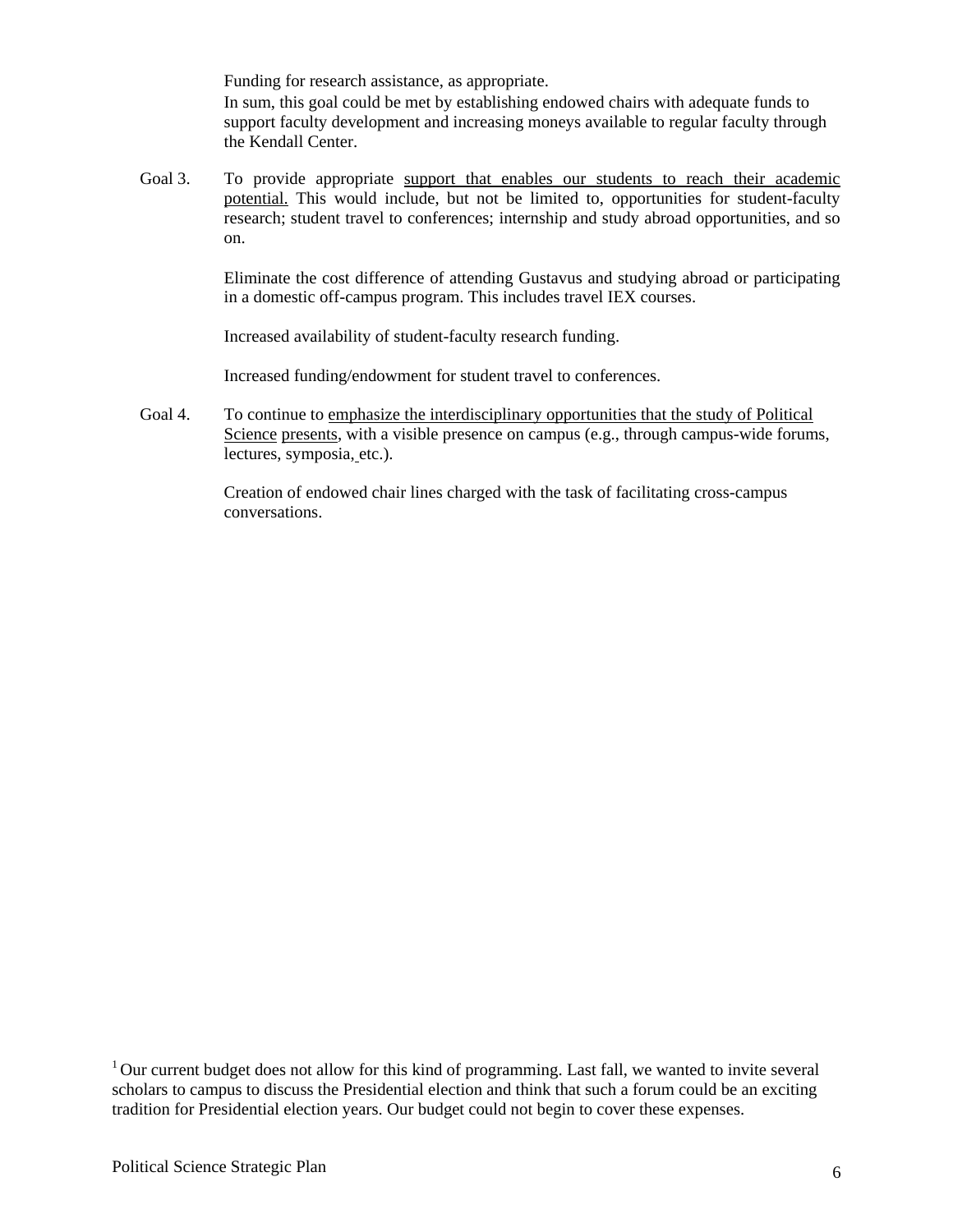Funding for research assistance, as appropriate.

In sum, this goal could be met by establishing endowed chairs with adequate funds to support faculty development and increasing moneys available to regular faculty through the Kendall Center.

Goal 3. To provide appropriate <u>support that enables our students to reach their academic potential.</u> This would include, but not be limited to, opportunities for student-faculty research; student travel to conferences; internship and study abroad opportunities, and so on.

Eliminate the cost difference of attending Gustavus and studying abroad or participating in a domestic off-campus program. This includes travel IEX courses.

Increased availability of student-faculty research funding.

Increased funding/endowment for student travel to conferences.

Goal 4. To continue to <u>emphasize the interdisciplinary opportunities that the study of Political Science presents</u>, with a visible presence on campus (e.g., through campus-wide forums, lectures, symposia, etc.).

Creation of endowed chair lines charged with the task of facilitating cross-campus conversations.

[1] Our current budget does not allow for this kind of programming. Last fall, we wanted to invite several scholars to campus to discuss the Presidential election and think that such a forum could be an exciting tradition for Presidential election years. Our budget could not begin to cover these expenses.